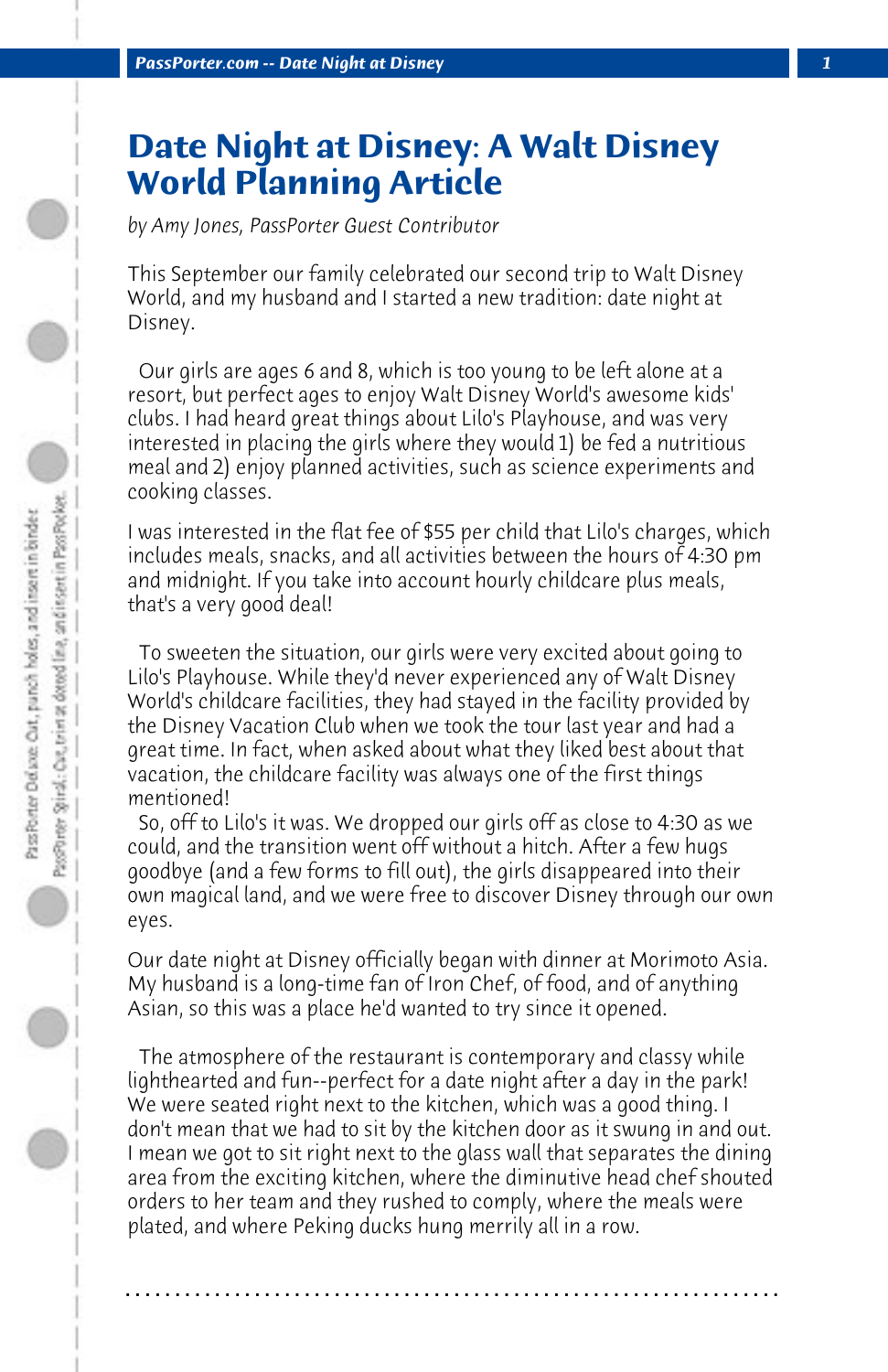# Date Night at Disney: A Walt Disney World Planning Article

*by Amy Jones, PassPorter Guest Contributor*

This September our family celebrated our second trip to Walt Disney World, and my husband and I started a new tradition: date night at Disney.

Our girls are ages 6 and 8, which is too young to be left alone at a resort, but perfect ages to enjoy Walt Disney World's awesome kids' clubs. I had heard great things about Lilo's Playhouse, and was very interested in placing the girls where they would 1) be fed a nutritious meal and 2) enjoy planned activities, such as science experiments and cooking classes.

I was interested in the flat fee of $55 per child that Lilo's charges, which includes meals, snacks, and all activities between the hours of 4:30 pm and midnight. If you take into account hourly childcare plus meals, that's a very good deal!

To sweeten the situation, our girls were very excited about going to Lilo's Playhouse. While they'd never experienced any of Walt Disney World's childcare facilities, they had stayed in the facility provided by the Disney Vacation Club when we took the tour last year and had a great time. In fact, when asked about what they liked best about that vacation, the childcare facility was always one of the first things mentioned!

So, off to Lilo's it was. We dropped our girls off as close to 4:30 as we could, and the transition went off without a hitch. After a few hugs goodbye (and a few forms to fill out), the girls disappeared into their own magical land, and we were free to discover Disney through our own eyes.

Our date night at Disney officially began with dinner at Morimoto Asia. My husband is a long-time fan of Iron Chef, of food, and of anything Asian, so this was a place he'd wanted to try since it opened.

The atmosphere of the restaurant is contemporary and classy while lighthearted and fun--perfect for a date night after a day in the park! We were seated right next to the kitchen, which was a good thing. I don't mean that we had to sit by the kitchen door as it swung in and out. I mean we got to sit right next to the glass wall that separates the dining area from the exciting kitchen, where the diminutive head chef shouted orders to her team and they rushed to comply, where the meals were plated, and where Peking ducks hung merrily all in a row.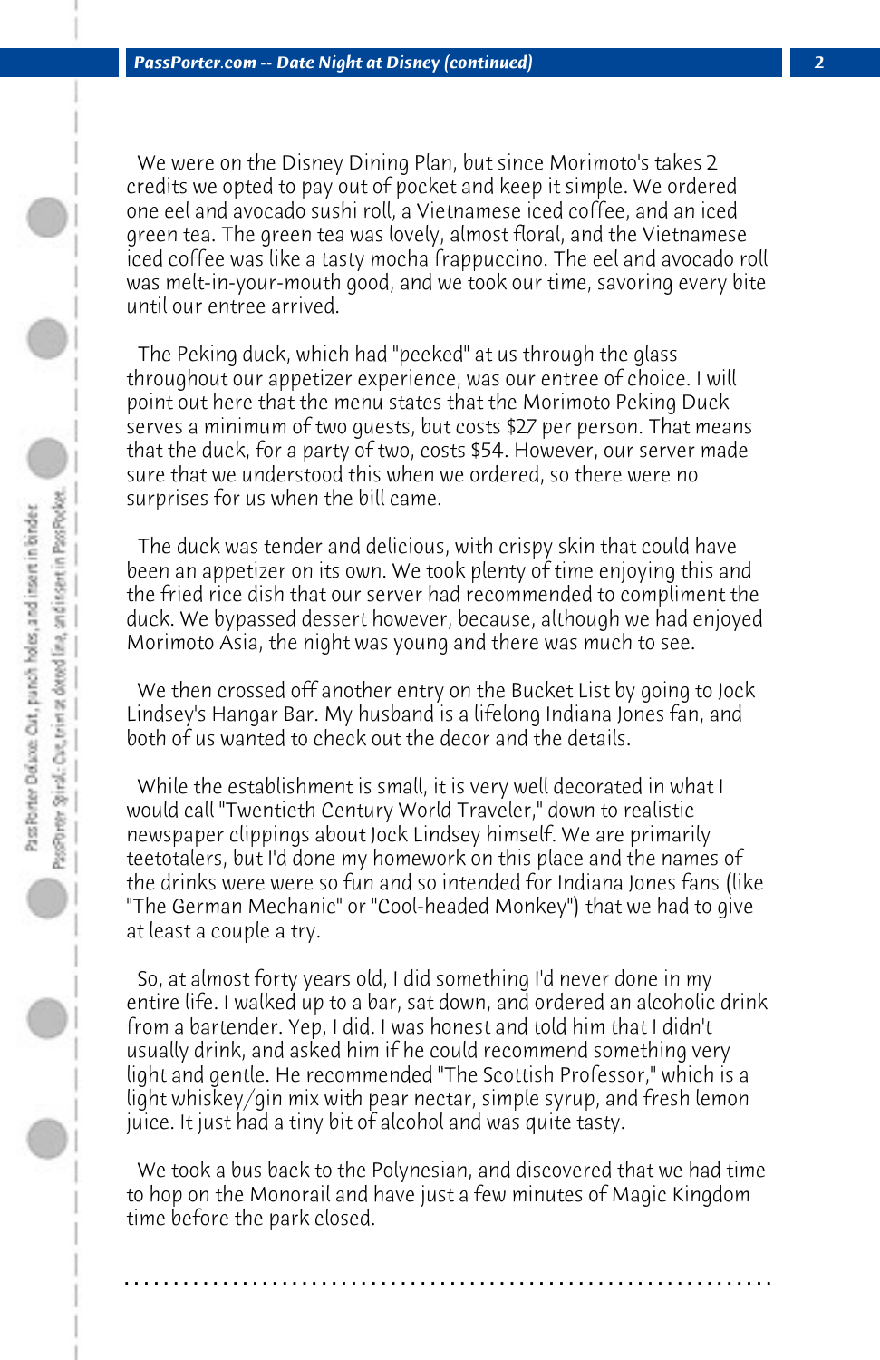We were on the Disney Dining Plan, but since Morimoto's takes 2 credits we opted to pay out of pocket and keep it simple. We ordered one eel and avocado sushi roll, a Vietnamese iced coffee, and an iced green tea. The green tea was lovely, almost floral, and the Vietnamese iced coffee was like a tasty mocha frappuccino. The eel and avocado roll was melt-in-your-mouth good, and we took our time, savoring every bite until our entree arrived.

The Peking duck, which had "peeked" at us through the glass throughout our appetizer experience, was our entree of choice. I will point out here that the menu states that the Morimoto Peking Duck serves a minimum of two guests, but costs $27 per person. That means that the duck, for a party of two, costs $54. However, our server made sure that we understood this when we ordered, so there were no surprises for us when the bill came.

The duck was tender and delicious, with crispy skin that could have been an appetizer on its own. We took plenty of time enjoying this and the fried rice dish that our server had recommended to compliment the duck. We bypassed dessert however, because, although we had enjoyed Morimoto Asia, the night was young and there was much to see.

We then crossed off another entry on the Bucket List by going to Jock Lindsey's Hangar Bar. My husband is a lifelong Indiana Jones fan, and both of us wanted to check out the decor and the details.

While the establishment is small, it is very well decorated in what I would call "Twentieth Century World Traveler," down to realistic newspaper clippings about Jock Lindsey himself. We are primarily teetotalers, but I'd done my homework on this place and the names of the drinks were were so fun and so intended for Indiana Jones fans (like "The German Mechanic" or "Cool-headed Monkey") that we had to give at least a couple a try.

So, at almost forty years old, I did something I'd never done in my entire life. I walked up to a bar, sat down, and ordered an alcoholic drink from a bartender. Yep, I did. I was honest and told him that I didn't usually drink, and asked him if he could recommend something very light and gentle. He recommended "The Scottish Professor," which is a light whiskey/gin mix with pear nectar, simple syrup, and fresh lemon juice. It just had a tiny bit of alcohol and was quite tasty.

We took a bus back to the Polynesian, and discovered that we had time to hop on the Monorail and have just a few minutes of Magic Kingdom time before the park closed.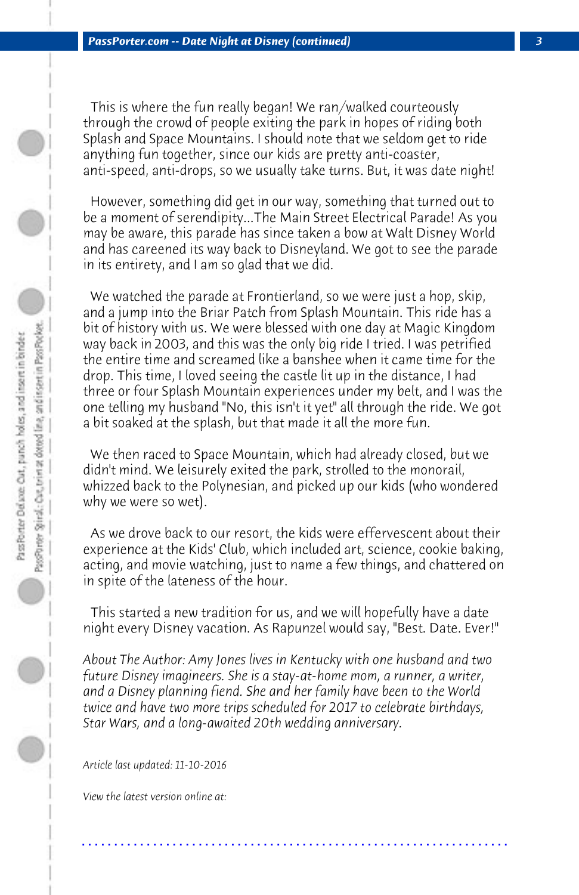This is where the fun really began! We ran/walked courteously through the crowd of people exiting the park in hopes of riding both Splash and Space Mountains. I should note that we seldom get to ride anything fun together, since our kids are pretty anti-coaster, anti-speed, anti-drops, so we usually take turns. But, it was date night!

However, something did get in our way, something that turned out to be a moment of serendipity...The Main Street Electrical Parade! As you may be aware, this parade has since taken a bow at Walt Disney World and has careened its way back to Disneyland. We got to see the parade in its entirety, and I am so glad that we did.

We watched the parade at Frontierland, so we were just a hop, skip, and a jump into the Briar Patch from Splash Mountain. This ride has a bit of history with us. We were blessed with one day at Magic Kingdom way back in 2003, and this was the only big ride I tried. I was petrified the entire time and screamed like a banshee when it came time for the drop. This time, I loved seeing the castle lit up in the distance, I had three or four Splash Mountain experiences under my belt, and I was the one telling my husband "No, this isn't it yet" all through the ride. We got a bit soaked at the splash, but that made it all the more fun.

We then raced to Space Mountain, which had already closed, but we didn't mind. We leisurely exited the park, strolled to the monorail, whizzed back to the Polynesian, and picked up our kids (who wondered why we were so wet).

As we drove back to our resort, the kids were effervescent about their experience at the Kids' Club, which included art, science, cookie baking, acting, and movie watching, just to name a few things, and chattered on in spite of the lateness of the hour.

This started a new tradition for us, and we will hopefully have a date night every Disney vacation. As Rapunzel would say, "Best. Date. Ever!"

*About The Author: Amy Jones lives in Kentucky with one husband and two future Disney imagineers. She is a stay-at-home mom, a runner, a writer, and a Disney planning fiend. She and her family have been to the World twice and have two more trips scheduled for 2017 to celebrate birthdays, Star Wars, and a long-awaited 20th wedding anniversary.*

*Article last updated: 11-10-2016*

*View the latest version online at:*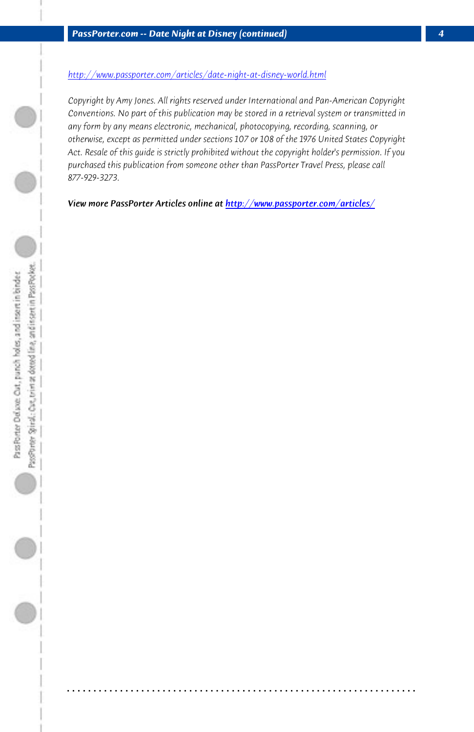*http://www.passporter.com/articles/date-night-at-disney-world.html*

*Copyright by Amy Jones. All rights reserved under International and Pan-American Copyright Conventions. No part of this publication may be stored in a retrieval system or transmitted in any form by any means electronic, mechanical, photocopying, recording, scanning, or otherwise, except as permitted under sections 107 or 108 of the 1976 United States Copyright Act. Resale of this guide is strictly prohibited without the copyright holder's permission. If you purchased this publication from someone other than PassPorter Travel Press, please call 877-929-3273.*

***View more PassPorter Articles online at http://www.passporter.com/articles/***